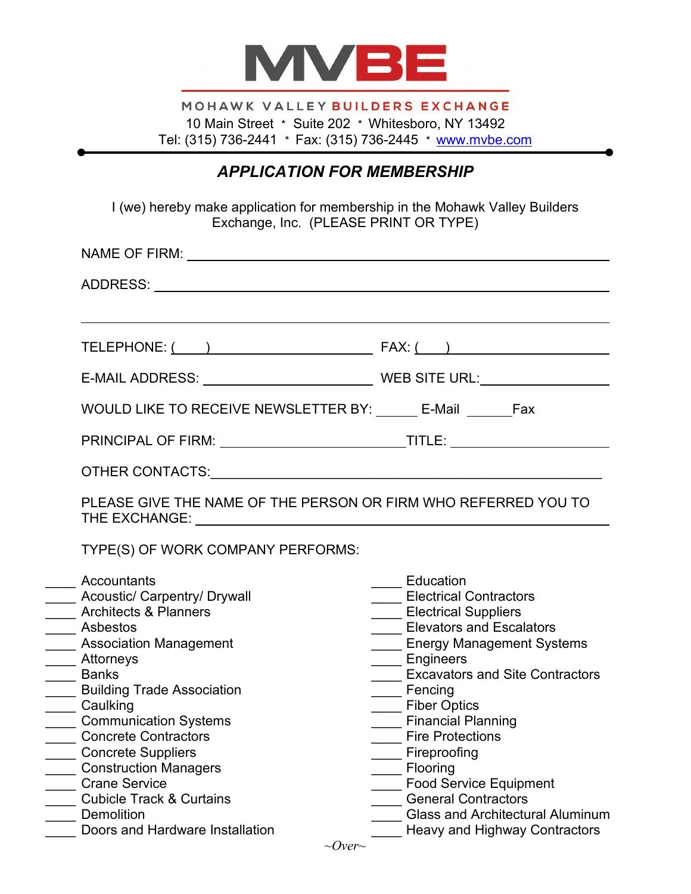# MVBE

MOHAWK VALLEY BUILDERS EXCHANGE

10 Main Street * Suite 202 * Whitesboro, NY 13492

Tel: (315) 736-2441 * Fax: (315) 736-2445 * www.mvbe.com

## *APPLICATION FOR MEMBERSHIP*

I (we) hereby make application for membership in the Mohawk Valley Builders Exchange, Inc. (PLEASE PRINT OR TYPE)

NAME OF FIRM: ____________________________________________

ADDRESS: ____________________________________________

____________________________________________

TELEPHONE: (____) ____________________ FAX: (____) ____________________

E-MAIL ADDRESS: ____________________ WEB SITE URL: ____________________

WOULD LIKE TO RECEIVE NEWSLETTER BY: ______ E-Mail ______ Fax

PRINCIPAL OF FIRM: ____________________ TITLE: ____________________

OTHER CONTACTS: ____________________________________________

PLEASE GIVE THE NAME OF THE PERSON OR FIRM WHO REFERRED YOU TO THE EXCHANGE: ____________________________________________

TYPE(S) OF WORK COMPANY PERFORMS:

____ Accountants
____ Acoustic/ Carpentry/ Drywall
____ Architects & Planners
____ Asbestos
____ Association Management
____ Attorneys
____ Banks
____ Building Trade Association
____ Caulking
____ Communication Systems
____ Concrete Contractors
____ Concrete Suppliers
____ Construction Managers
____ Crane Service
____ Cubicle Track & Curtains
____ Demolition
____ Doors and Hardware Installation
____ Education
____ Electrical Contractors
____ Electrical Suppliers
____ Elevators and Escalators
____ Energy Management Systems
____ Engineers
____ Excavators and Site Contractors
____ Fencing
____ Fiber Optics
____ Financial Planning
____ Fire Protections
____ Fireproofing
____ Flooring
____ Food Service Equipment
____ General Contractors
____ Glass and Architectural Aluminum
____ Heavy and Highway Contractors

~Over~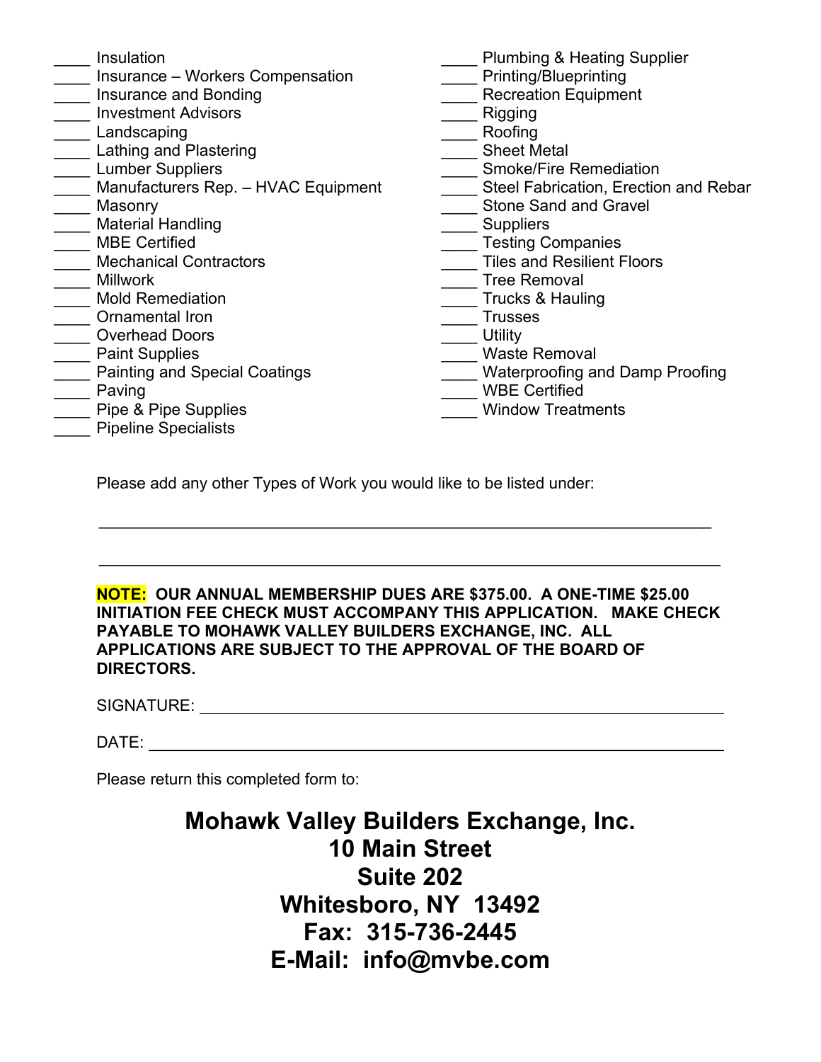____ Insulation
____ Insurance – Workers Compensation
____ Insurance and Bonding
____ Investment Advisors
____ Landscaping
____ Lathing and Plastering
____ Lumber Suppliers
____ Manufacturers Rep. – HVAC Equipment
____ Masonry
____ Material Handling
____ MBE Certified
____ Mechanical Contractors
____ Millwork
____ Mold Remediation
____ Ornamental Iron
____ Overhead Doors
____ Paint Supplies
____ Painting and Special Coatings
____ Paving
____ Pipe & Pipe Supplies
____ Pipeline Specialists
____ Plumbing & Heating Supplier
____ Printing/Blueprinting
____ Recreation Equipment
____ Rigging
____ Roofing
____ Sheet Metal
____ Smoke/Fire Remediation
____ Steel Fabrication, Erection and Rebar
____ Stone Sand and Gravel
____ Suppliers
____ Testing Companies
____ Tiles and Resilient Floors
____ Tree Removal
____ Trucks & Hauling
____ Trusses
____ Utility
____ Waste Removal
____ Waterproofing and Damp Proofing
____ WBE Certified
____ Window Treatments

Please add any other Types of Work you would like to be listed under:

______________________________________________________________________

______________________________________________________________________

**NOTE: OUR ANNUAL MEMBERSHIP DUES ARE $375.00. A ONE-TIME $25.00 INITIATION FEE CHECK MUST ACCOMPANY THIS APPLICATION. MAKE CHECK PAYABLE TO MOHAWK VALLEY BUILDERS EXCHANGE, INC. ALL APPLICATIONS ARE SUBJECT TO THE APPROVAL OF THE BOARD OF DIRECTORS.**

SIGNATURE: ____________________________________________

DATE: ____________________________________________

Please return this completed form to:

**Mohawk Valley Builders Exchange, Inc.**
**10 Main Street**
**Suite 202**
**Whitesboro, NY 13492**
**Fax: 315-736-2445**
**E-Mail: info@mvbe.com**